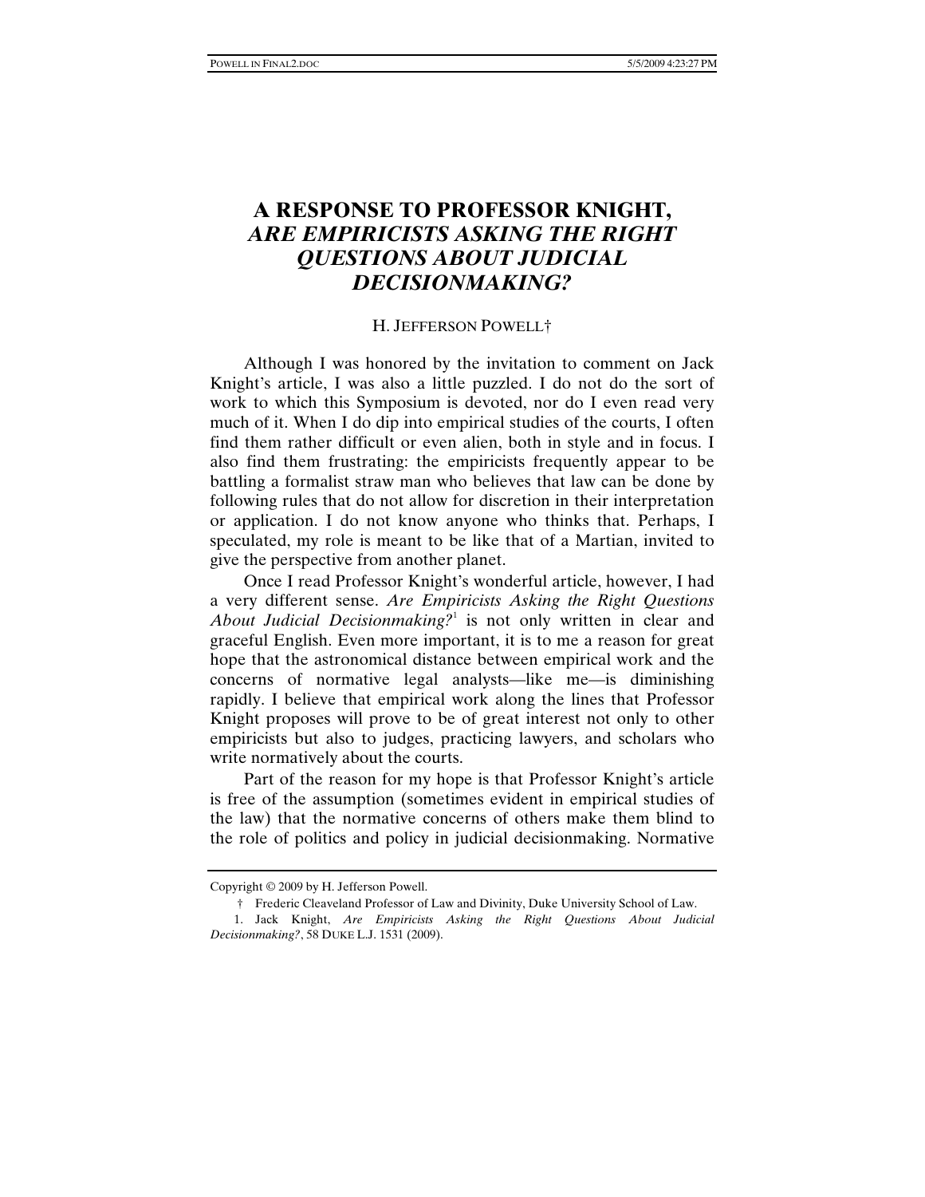# A RESPONSE TO PROFESSOR KNIGHT, *ARE EMPIRICISTS ASKING THE RIGHT QUESTIONS ABOUT JUDICIAL DECISIONMAKING?*

H. JEFFERSON POWELL†

Although I was honored by the invitation to comment on Jack Knight's article, I was also a little puzzled. I do not do the sort of work to which this Symposium is devoted, nor do I even read very much of it. When I do dip into empirical studies of the courts, I often find them rather difficult or even alien, both in style and in focus. I also find them frustrating: the empiricists frequently appear to be battling a formalist straw man who believes that law can be done by following rules that do not allow for discretion in their interpretation or application. I do not know anyone who thinks that. Perhaps, I speculated, my role is meant to be like that of a Martian, invited to give the perspective from another planet.

Once I read Professor Knight's wonderful article, however, I had a very different sense. *Are Empiricists Asking the Right Questions About Judicial Decisionmaking?*[1] is not only written in clear and graceful English. Even more important, it is to me a reason for great hope that the astronomical distance between empirical work and the concerns of normative legal analysts—like me—is diminishing rapidly. I believe that empirical work along the lines that Professor Knight proposes will prove to be of great interest not only to other empiricists but also to judges, practicing lawyers, and scholars who write normatively about the courts.

Part of the reason for my hope is that Professor Knight's article is free of the assumption (sometimes evident in empirical studies of the law) that the normative concerns of others make them blind to the role of politics and policy in judicial decisionmaking. Normative

---

Copyright © 2009 by H. Jefferson Powell.

† Frederic Cleaveland Professor of Law and Divinity, Duke University School of Law.

1. Jack Knight, *Are Empiricists Asking the Right Questions About Judicial Decisionmaking?*, 58 DUKE L.J. 1531 (2009).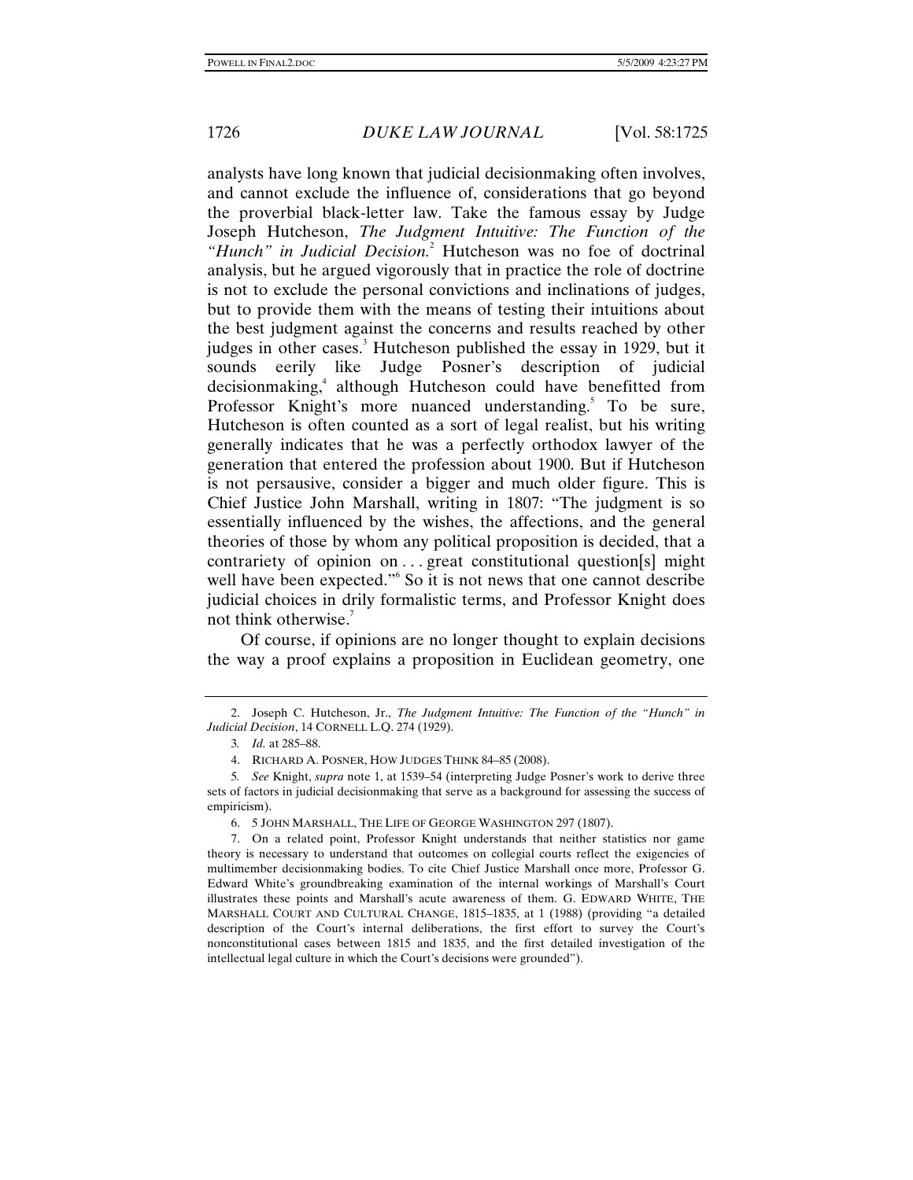analysts have long known that judicial decisionmaking often involves, and cannot exclude the influence of, considerations that go beyond the proverbial black-letter law. Take the famous essay by Judge Joseph Hutcheson, *The Judgment Intuitive: The Function of the "Hunch" in Judicial Decision.*[2] Hutcheson was no foe of doctrinal analysis, but he argued vigorously that in practice the role of doctrine is not to exclude the personal convictions and inclinations of judges, but to provide them with the means of testing their intuitions about the best judgment against the concerns and results reached by other judges in other cases.[3] Hutcheson published the essay in 1929, but it sounds eerily like Judge Posner's description of judicial decisionmaking,[4] although Hutcheson could have benefitted from Professor Knight's more nuanced understanding.[5] To be sure, Hutcheson is often counted as a sort of legal realist, but his writing generally indicates that he was a perfectly orthodox lawyer of the generation that entered the profession about 1900. But if Hutcheson is not persuasive, consider a bigger and much older figure. This is Chief Justice John Marshall, writing in 1807: "The judgment is so essentially influenced by the wishes, the affections, and the general theories of those by whom any political proposition is decided, that a contrariety of opinion on . . . great constitutional question[s] might well have been expected."[6] So it is not news that one cannot describe judicial choices in drily formalistic terms, and Professor Knight does not think otherwise.[7]

Of course, if opinions are no longer thought to explain decisions the way a proof explains a proposition in Euclidean geometry, one

---

2. Joseph C. Hutcheson, Jr., *The Judgment Intuitive: The Function of the "Hunch" in Judicial Decision*, 14 CORNELL L.Q. 274 (1929).

3. *Id.* at 285–88.

4. RICHARD A. POSNER, HOW JUDGES THINK 84–85 (2008).

5. *See* Knight, *supra* note 1, at 1539–54 (interpreting Judge Posner's work to derive three sets of factors in judicial decisionmaking that serve as a background for assessing the success of empiricism).

6. 5 JOHN MARSHALL, THE LIFE OF GEORGE WASHINGTON 297 (1807).

7. On a related point, Professor Knight understands that neither statistics nor game theory is necessary to understand that outcomes on collegial courts reflect the exigencies of multimember decisionmaking bodies. To cite Chief Justice Marshall once more, Professor G. Edward White's groundbreaking examination of the internal workings of Marshall's Court illustrates these points and Marshall's acute awareness of them. G. EDWARD WHITE, THE MARSHALL COURT AND CULTURAL CHANGE, 1815–1835, at 1 (1988) (providing "a detailed description of the Court's internal deliberations, the first effort to survey the Court's nonconstitutional cases between 1815 and 1835, and the first detailed investigation of the intellectual legal culture in which the Court's decisions were grounded").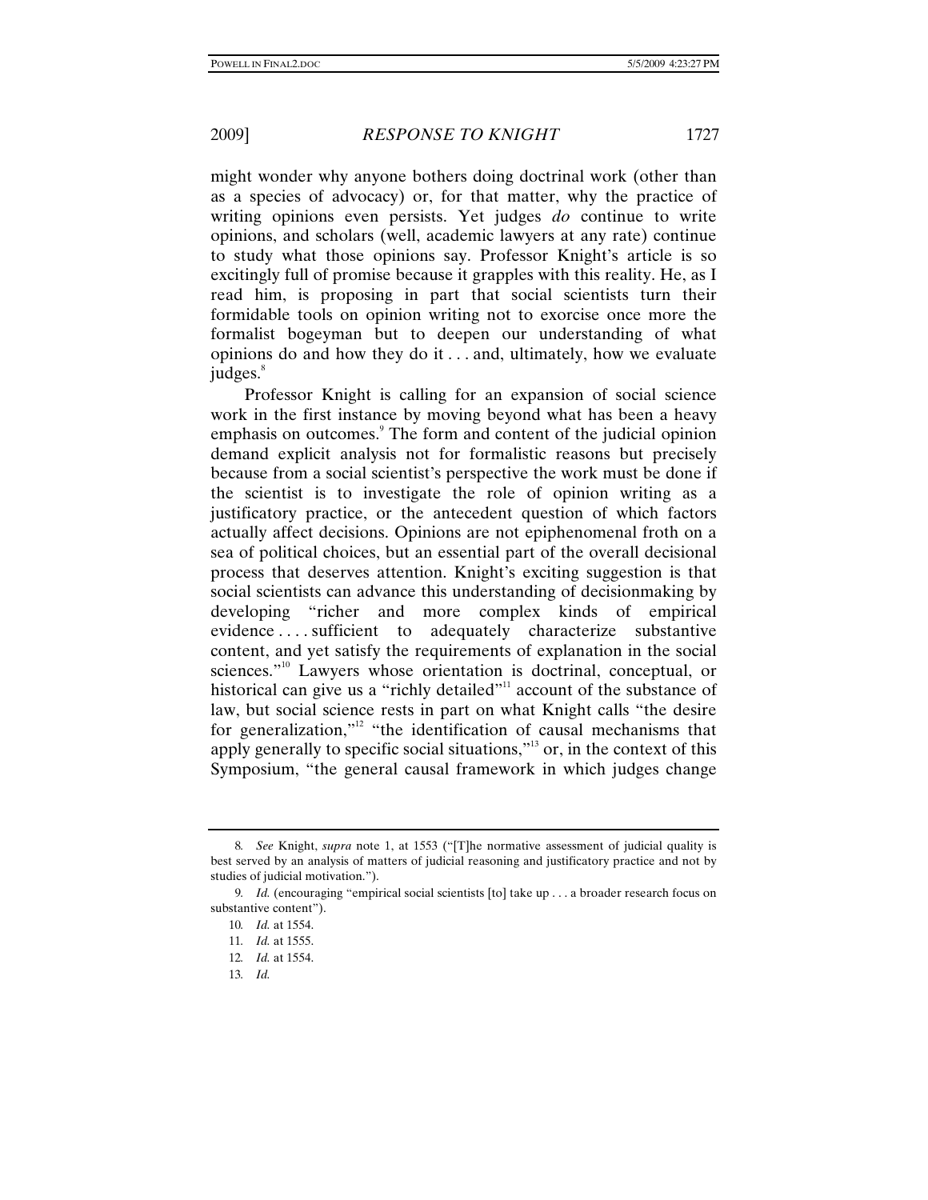might wonder why anyone bothers doing doctrinal work (other than as a species of advocacy) or, for that matter, why the practice of writing opinions even persists. Yet judges *do* continue to write opinions, and scholars (well, academic lawyers at any rate) continue to study what those opinions say. Professor Knight's article is so excitingly full of promise because it grapples with this reality. He, as I read him, is proposing in part that social scientists turn their formidable tools on opinion writing not to exorcise once more the formalist bogeyman but to deepen our understanding of what opinions do and how they do it . . . and, ultimately, how we evaluate judges.[8]

Professor Knight is calling for an expansion of social science work in the first instance by moving beyond what has been a heavy emphasis on outcomes.[9] The form and content of the judicial opinion demand explicit analysis not for formalistic reasons but precisely because from a social scientist's perspective the work must be done if the scientist is to investigate the role of opinion writing as a justificatory practice, or the antecedent question of which factors actually affect decisions. Opinions are not epiphenomenal froth on a sea of political choices, but an essential part of the overall decisional process that deserves attention. Knight's exciting suggestion is that social scientists can advance this understanding of decisionmaking by developing "richer and more complex kinds of empirical evidence . . . . sufficient to adequately characterize substantive content, and yet satisfy the requirements of explanation in the social sciences."[10] Lawyers whose orientation is doctrinal, conceptual, or historical can give us a "richly detailed"[11] account of the substance of law, but social science rests in part on what Knight calls "the desire for generalization,"[12] "the identification of causal mechanisms that apply generally to specific social situations,"[13] or, in the context of this Symposium, "the general causal framework in which judges change

---

8. *See* Knight, *supra* note 1, at 1553 ("[T]he normative assessment of judicial quality is best served by an analysis of matters of judicial reasoning and justificatory practice and not by studies of judicial motivation.").

9. *Id.* (encouraging "empirical social scientists [to] take up . . . a broader research focus on substantive content").

10. *Id.* at 1554.

11. *Id.* at 1555.

12. *Id.* at 1554.

13. *Id.*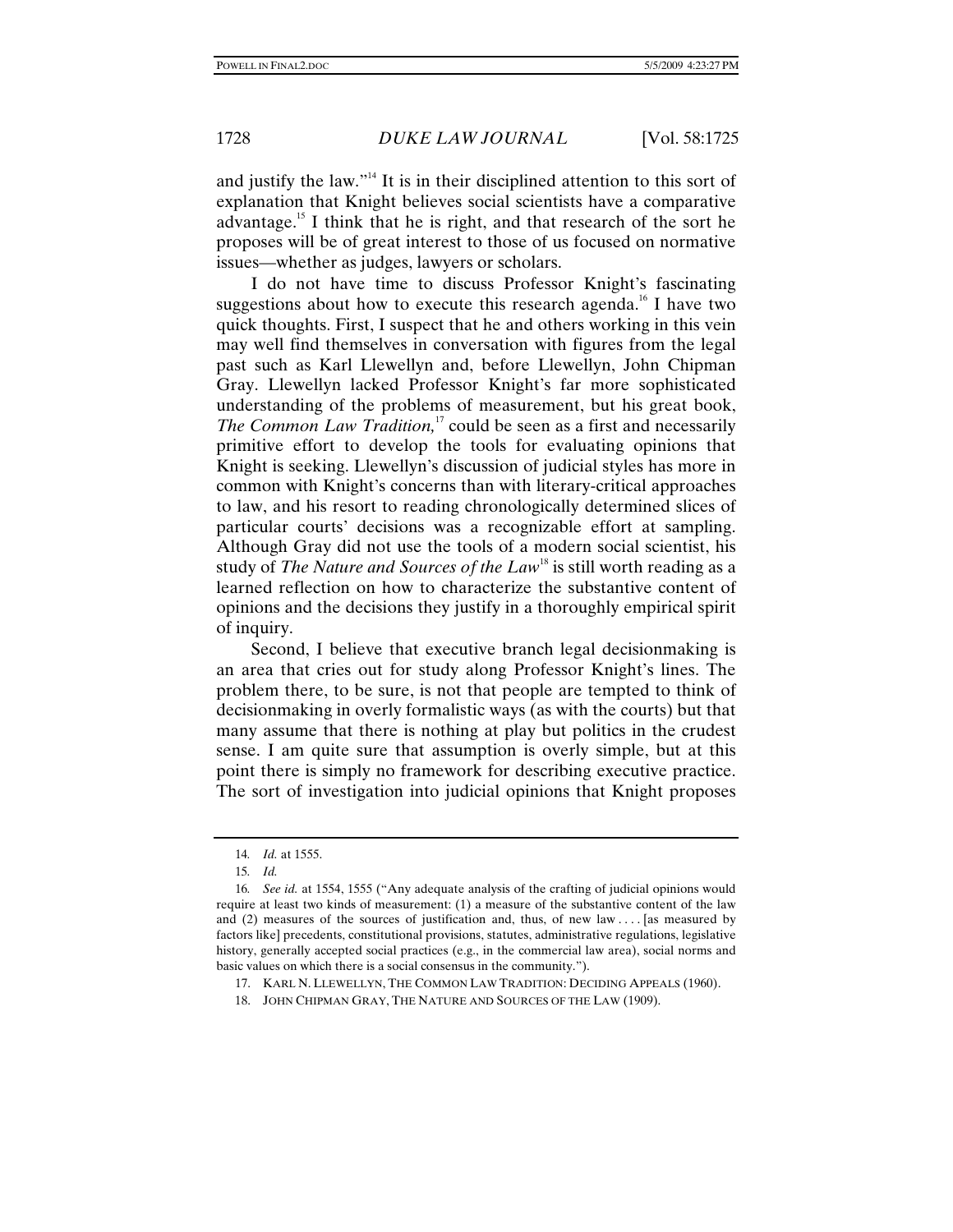and justify the law."[14] It is in their disciplined attention to this sort of explanation that Knight believes social scientists have a comparative advantage.[15] I think that he is right, and that research of the sort he proposes will be of great interest to those of us focused on normative issues—whether as judges, lawyers or scholars.

I do not have time to discuss Professor Knight's fascinating suggestions about how to execute this research agenda.[16] I have two quick thoughts. First, I suspect that he and others working in this vein may well find themselves in conversation with figures from the legal past such as Karl Llewellyn and, before Llewellyn, John Chipman Gray. Llewellyn lacked Professor Knight's far more sophisticated understanding of the problems of measurement, but his great book, *The Common Law Tradition,*[17] could be seen as a first and necessarily primitive effort to develop the tools for evaluating opinions that Knight is seeking. Llewellyn's discussion of judicial styles has more in common with Knight's concerns than with literary-critical approaches to law, and his resort to reading chronologically determined slices of particular courts' decisions was a recognizable effort at sampling. Although Gray did not use the tools of a modern social scientist, his study of *The Nature and Sources of the Law*[18] is still worth reading as a learned reflection on how to characterize the substantive content of opinions and the decisions they justify in a thoroughly empirical spirit of inquiry.

Second, I believe that executive branch legal decisionmaking is an area that cries out for study along Professor Knight's lines. The problem there, to be sure, is not that people are tempted to think of decisionmaking in overly formalistic ways (as with the courts) but that many assume that there is nothing at play but politics in the crudest sense. I am quite sure that assumption is overly simple, but at this point there is simply no framework for describing executive practice. The sort of investigation into judicial opinions that Knight proposes

---

14. *Id.* at 1555.

15. *Id.*

16. *See id.* at 1554, 1555 ("Any adequate analysis of the crafting of judicial opinions would require at least two kinds of measurement: (1) a measure of the substantive content of the law and (2) measures of the sources of justification and, thus, of new law . . . . [as measured by factors like] precedents, constitutional provisions, statutes, administrative regulations, legislative history, generally accepted social practices (e.g., in the commercial law area), social norms and basic values on which there is a social consensus in the community.").

17. KARL N. LLEWELLYN, THE COMMON LAW TRADITION: DECIDING APPEALS (1960).

18. JOHN CHIPMAN GRAY, THE NATURE AND SOURCES OF THE LAW (1909).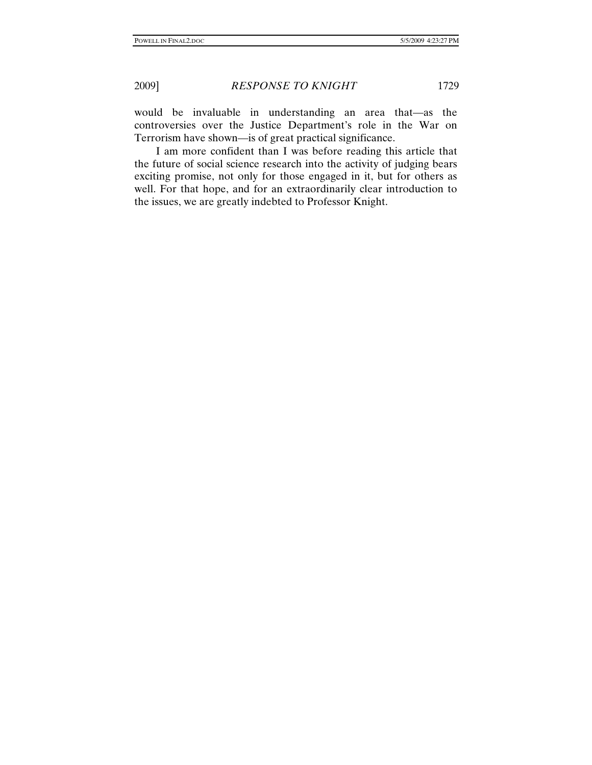would be invaluable in understanding an area that—as the controversies over the Justice Department's role in the War on Terrorism have shown—is of great practical significance.

I am more confident than I was before reading this article that the future of social science research into the activity of judging bears exciting promise, not only for those engaged in it, but for others as well. For that hope, and for an extraordinarily clear introduction to the issues, we are greatly indebted to Professor Knight.